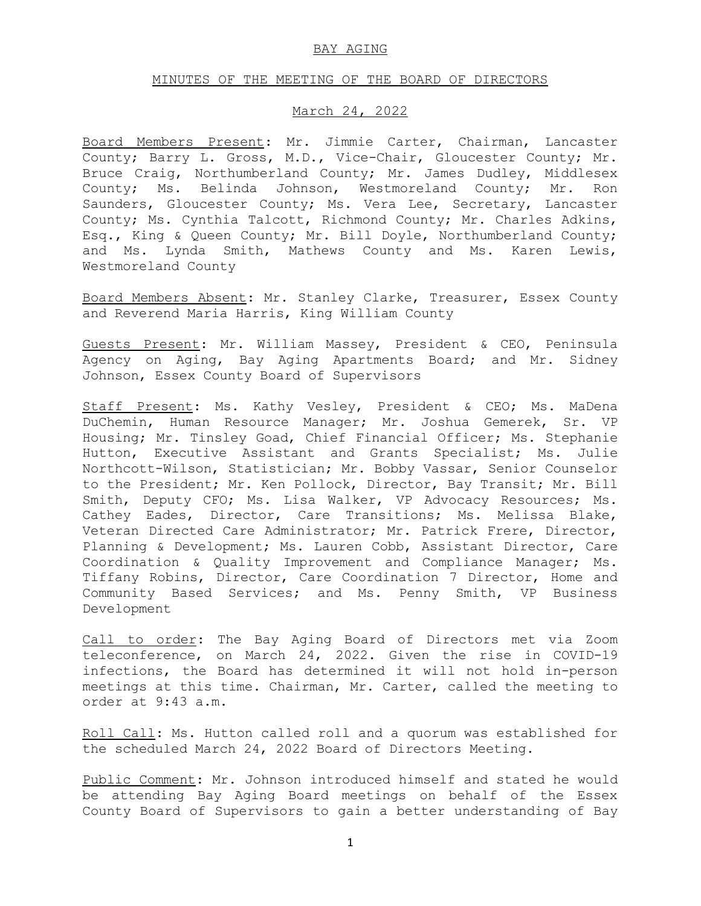BAY AGING

MINUTES OF THE MEETING OF THE BOARD OF DIRECTORS

March 24, 2022

Board Members Present: Mr. Jimmie Carter, Chairman, Lancaster County; Barry L. Gross, M.D., Vice-Chair, Gloucester County; Mr. Bruce Craig, Northumberland County; Mr. James Dudley, Middlesex County; Ms. Belinda Johnson, Westmoreland County; Mr. Ron Saunders, Gloucester County; Ms. Vera Lee, Secretary, Lancaster County; Ms. Cynthia Talcott, Richmond County; Mr. Charles Adkins, Esq., King & Queen County; Mr. Bill Doyle, Northumberland County; and Ms. Lynda Smith, Mathews County and Ms. Karen Lewis, Westmoreland County

Board Members Absent: Mr. Stanley Clarke, Treasurer, Essex County and Reverend Maria Harris, King William County

Guests Present: Mr. William Massey, President & CEO, Peninsula Agency on Aging, Bay Aging Apartments Board; and Mr. Sidney Johnson, Essex County Board of Supervisors

Staff Present: Ms. Kathy Vesley, President & CEO; Ms. MaDena DuChemin, Human Resource Manager; Mr. Joshua Gemerek, Sr. VP Housing; Mr. Tinsley Goad, Chief Financial Officer; Ms. Stephanie Hutton, Executive Assistant and Grants Specialist; Ms. Julie Northcott-Wilson, Statistician; Mr. Bobby Vassar, Senior Counselor to the President; Mr. Ken Pollock, Director, Bay Transit; Mr. Bill Smith, Deputy CFO; Ms. Lisa Walker, VP Advocacy Resources; Ms. Cathey Eades, Director, Care Transitions; Ms. Melissa Blake, Veteran Directed Care Administrator; Mr. Patrick Frere, Director, Planning & Development; Ms. Lauren Cobb, Assistant Director, Care Coordination & Quality Improvement and Compliance Manager; Ms. Tiffany Robins, Director, Care Coordination 7 Director, Home and Community Based Services; and Ms. Penny Smith, VP Business Development

Call to order: The Bay Aging Board of Directors met via Zoom teleconference, on March 24, 2022. Given the rise in COVID-19 infections, the Board has determined it will not hold in-person meetings at this time. Chairman, Mr. Carter, called the meeting to order at 9:43 a.m.

Roll Call: Ms. Hutton called roll and a quorum was established for the scheduled March 24, 2022 Board of Directors Meeting.

Public Comment: Mr. Johnson introduced himself and stated he would be attending Bay Aging Board meetings on behalf of the Essex County Board of Supervisors to gain a better understanding of Bay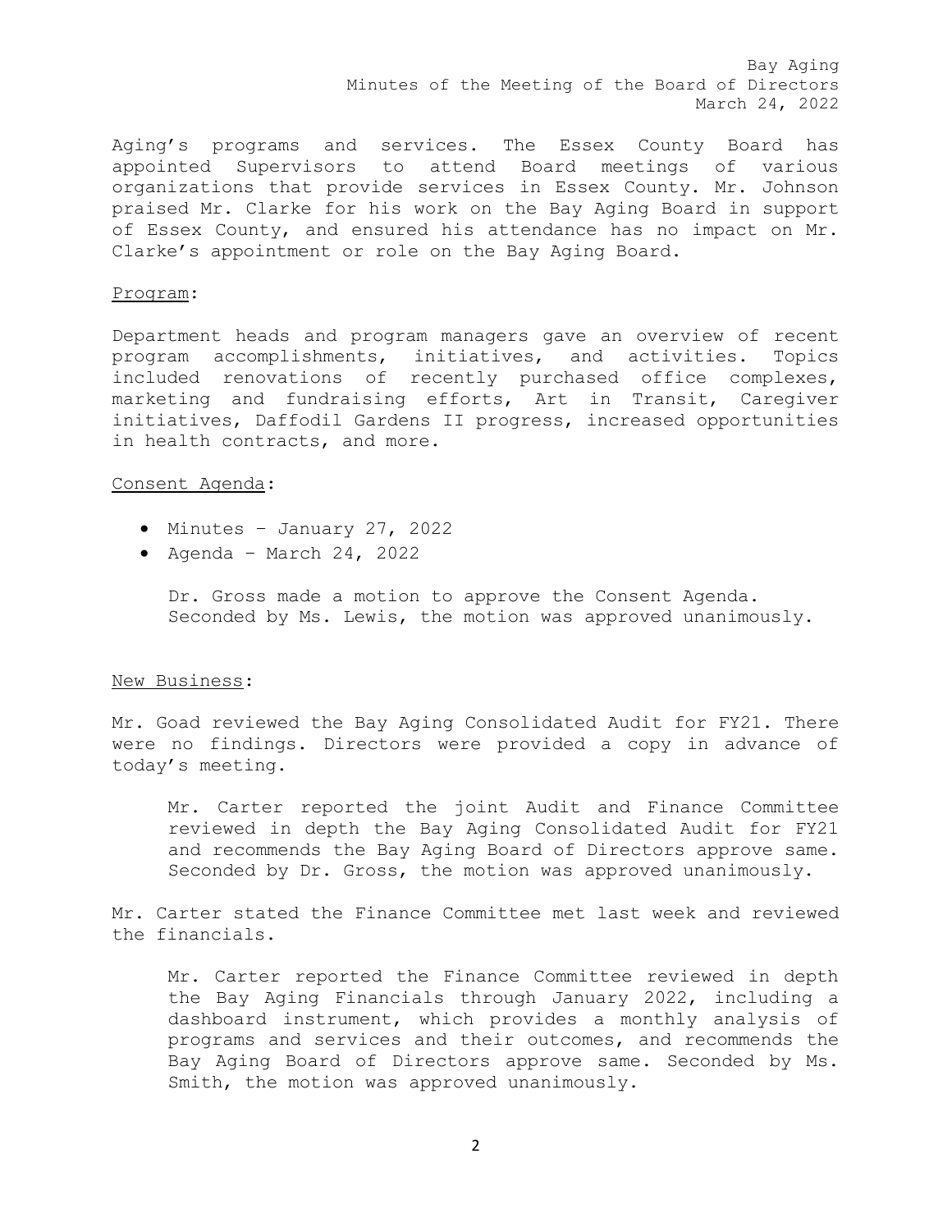Aging's programs and services. The Essex County Board has appointed Supervisors to attend Board meetings of various organizations that provide services in Essex County. Mr. Johnson praised Mr. Clarke for his work on the Bay Aging Board in support of Essex County, and ensured his attendance has no impact on Mr. Clarke's appointment or role on the Bay Aging Board.

Program:

Department heads and program managers gave an overview of recent program accomplishments, initiatives, and activities. Topics included renovations of recently purchased office complexes, marketing and fundraising efforts, Art in Transit, Caregiver initiatives, Daffodil Gardens II progress, increased opportunities in health contracts, and more.

Consent Agenda:

- Minutes – January 27, 2022
- Agenda – March 24, 2022

> Dr. Gross made a motion to approve the Consent Agenda. Seconded by Ms. Lewis, the motion was approved unanimously.

New Business:

Mr. Goad reviewed the Bay Aging Consolidated Audit for FY21. There were no findings. Directors were provided a copy in advance of today's meeting.

> Mr. Carter reported the joint Audit and Finance Committee reviewed in depth the Bay Aging Consolidated Audit for FY21 and recommends the Bay Aging Board of Directors approve same. Seconded by Dr. Gross, the motion was approved unanimously.

Mr. Carter stated the Finance Committee met last week and reviewed the financials.

> Mr. Carter reported the Finance Committee reviewed in depth the Bay Aging Financials through January 2022, including a dashboard instrument, which provides a monthly analysis of programs and services and their outcomes, and recommends the Bay Aging Board of Directors approve same. Seconded by Ms. Smith, the motion was approved unanimously.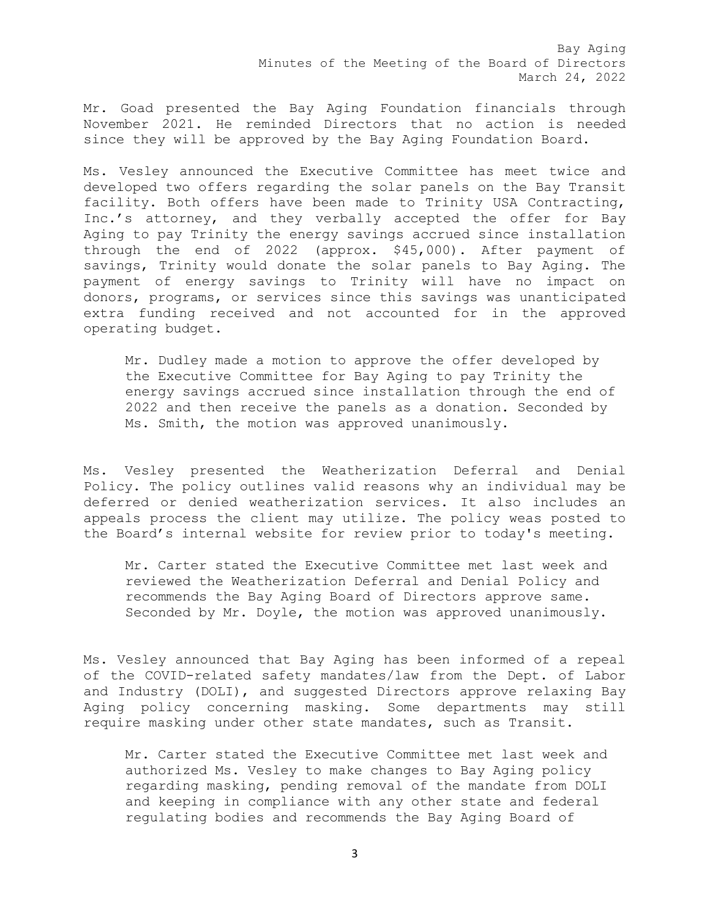Mr. Goad presented the Bay Aging Foundation financials through November 2021. He reminded Directors that no action is needed since they will be approved by the Bay Aging Foundation Board.

Ms. Vesley announced the Executive Committee has meet twice and developed two offers regarding the solar panels on the Bay Transit facility. Both offers have been made to Trinity USA Contracting, Inc.'s attorney, and they verbally accepted the offer for Bay Aging to pay Trinity the energy savings accrued since installation through the end of 2022 (approx. $45,000). After payment of savings, Trinity would donate the solar panels to Bay Aging. The payment of energy savings to Trinity will have no impact on donors, programs, or services since this savings was unanticipated extra funding received and not accounted for in the approved operating budget.

> Mr. Dudley made a motion to approve the offer developed by the Executive Committee for Bay Aging to pay Trinity the energy savings accrued since installation through the end of 2022 and then receive the panels as a donation. Seconded by Ms. Smith, the motion was approved unanimously.

Ms. Vesley presented the Weatherization Deferral and Denial Policy. The policy outlines valid reasons why an individual may be deferred or denied weatherization services. It also includes an appeals process the client may utilize. The policy weas posted to the Board's internal website for review prior to today's meeting.

> Mr. Carter stated the Executive Committee met last week and reviewed the Weatherization Deferral and Denial Policy and recommends the Bay Aging Board of Directors approve same. Seconded by Mr. Doyle, the motion was approved unanimously.

Ms. Vesley announced that Bay Aging has been informed of a repeal of the COVID-related safety mandates/law from the Dept. of Labor and Industry (DOLI), and suggested Directors approve relaxing Bay Aging policy concerning masking. Some departments may still require masking under other state mandates, such as Transit.

> Mr. Carter stated the Executive Committee met last week and authorized Ms. Vesley to make changes to Bay Aging policy regarding masking, pending removal of the mandate from DOLI and keeping in compliance with any other state and federal regulating bodies and recommends the Bay Aging Board of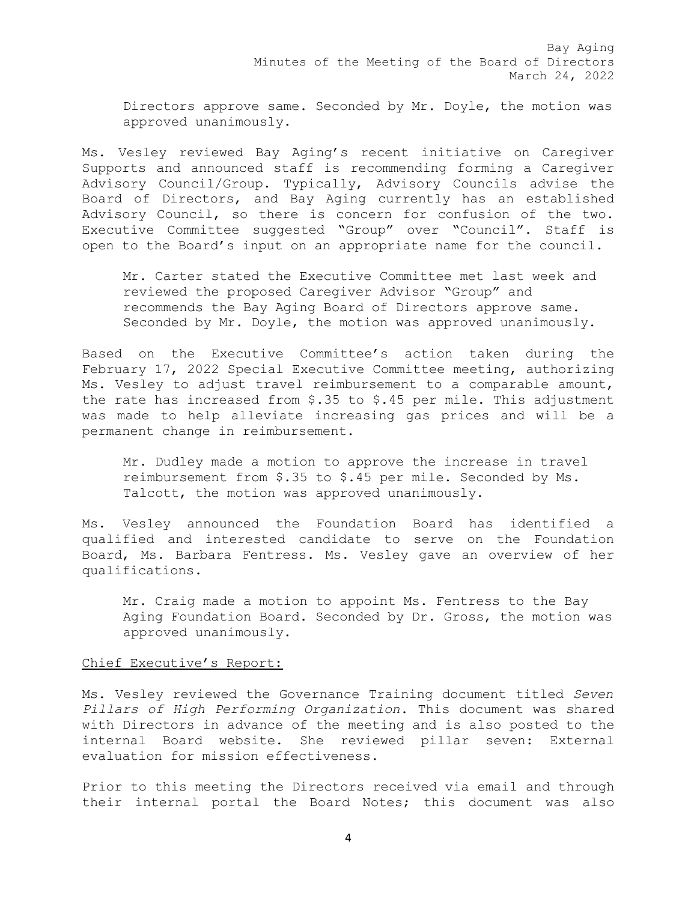Directors approve same. Seconded by Mr. Doyle, the motion was approved unanimously.

Ms. Vesley reviewed Bay Aging's recent initiative on Caregiver Supports and announced staff is recommending forming a Caregiver Advisory Council/Group. Typically, Advisory Councils advise the Board of Directors, and Bay Aging currently has an established Advisory Council, so there is concern for confusion of the two. Executive Committee suggested "Group" over "Council". Staff is open to the Board's input on an appropriate name for the council.

Mr. Carter stated the Executive Committee met last week and reviewed the proposed Caregiver Advisor "Group" and recommends the Bay Aging Board of Directors approve same. Seconded by Mr. Doyle, the motion was approved unanimously.

Based on the Executive Committee's action taken during the February 17, 2022 Special Executive Committee meeting, authorizing Ms. Vesley to adjust travel reimbursement to a comparable amount, the rate has increased from $.35 to $.45 per mile. This adjustment was made to help alleviate increasing gas prices and will be a permanent change in reimbursement.

Mr. Dudley made a motion to approve the increase in travel reimbursement from $.35 to $.45 per mile. Seconded by Ms. Talcott, the motion was approved unanimously.

Ms. Vesley announced the Foundation Board has identified a qualified and interested candidate to serve on the Foundation Board, Ms. Barbara Fentress. Ms. Vesley gave an overview of her qualifications.

Mr. Craig made a motion to appoint Ms. Fentress to the Bay Aging Foundation Board. Seconded by Dr. Gross, the motion was approved unanimously.

<u>Chief Executive's Report:</u>

Ms. Vesley reviewed the Governance Training document titled *Seven Pillars of High Performing Organization*. This document was shared with Directors in advance of the meeting and is also posted to the internal Board website. She reviewed pillar seven: External evaluation for mission effectiveness.

Prior to this meeting the Directors received via email and through their internal portal the Board Notes; this document was also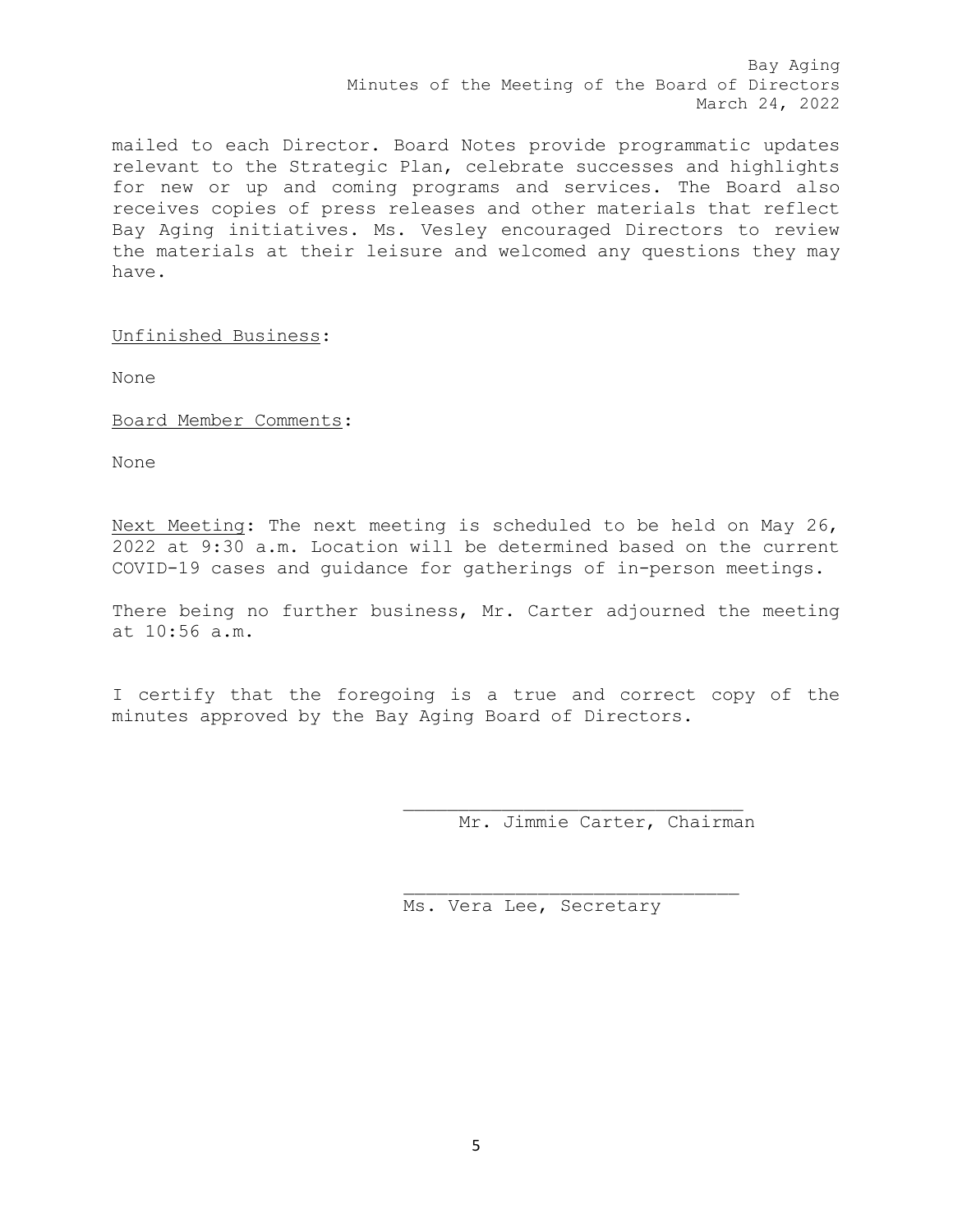mailed to each Director. Board Notes provide programmatic updates relevant to the Strategic Plan, celebrate successes and highlights for new or up and coming programs and services. The Board also receives copies of press releases and other materials that reflect Bay Aging initiatives. Ms. Vesley encouraged Directors to review the materials at their leisure and welcomed any questions they may have.

<u>Unfinished Business</u>:

None

<u>Board Member Comments</u>:

None

<u>Next Meeting</u>: The next meeting is scheduled to be held on May 26, 2022 at 9:30 a.m. Location will be determined based on the current COVID-19 cases and guidance for gatherings of in-person meetings.

There being no further business, Mr. Carter adjourned the meeting at 10:56 a.m.

I certify that the foregoing is a true and correct copy of the minutes approved by the Bay Aging Board of Directors.

_______________________________
Mr. Jimmie Carter, Chairman

_______________________________
Ms. Vera Lee, Secretary